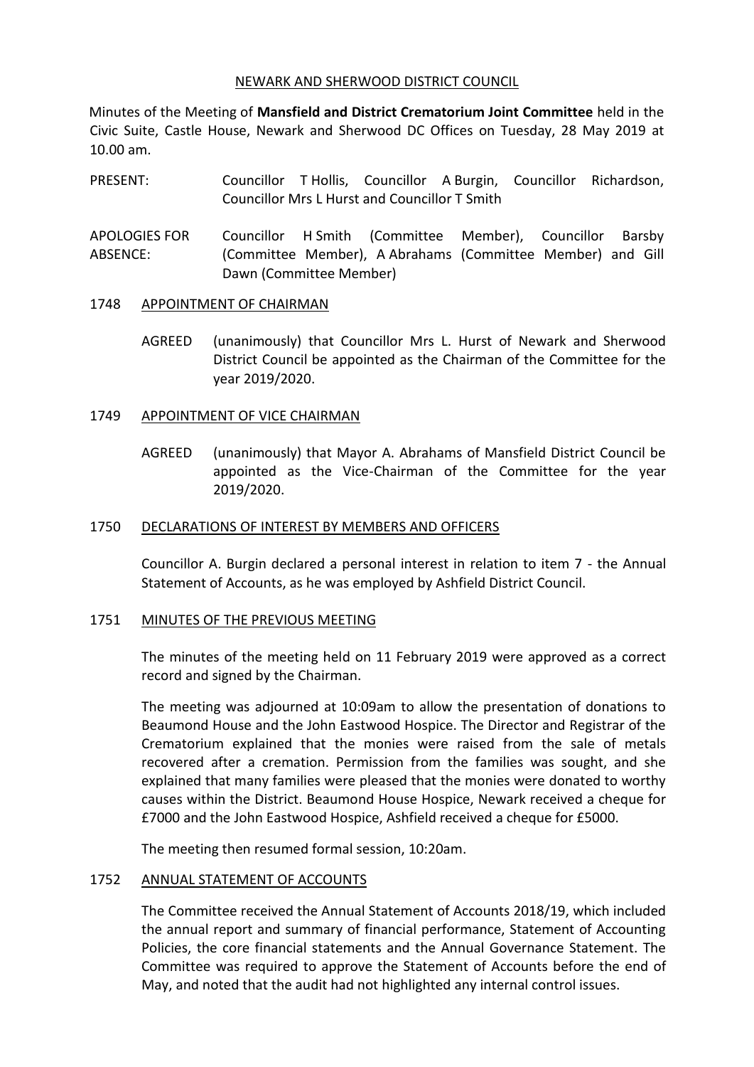NEWARK AND SHERWOOD DISTRICT COUNCIL

Minutes of the Meeting of **Mansfield and District Crematorium Joint Committee** held in the Civic Suite, Castle House, Newark and Sherwood DC Offices on Tuesday, 28 May 2019 at 10.00 am.

PRESENT: Councillor T Hollis, Councillor A Burgin, Councillor Richardson, Councillor Mrs L Hurst and Councillor T Smith

APOLOGIES FOR ABSENCE: Councillor H Smith (Committee Member), Councillor Barsby (Committee Member), A Abrahams (Committee Member) and Gill Dawn (Committee Member)

## 1748 APPOINTMENT OF CHAIRMAN

AGREED (unanimously) that Councillor Mrs L. Hurst of Newark and Sherwood District Council be appointed as the Chairman of the Committee for the year 2019/2020.

## 1749 APPOINTMENT OF VICE CHAIRMAN

AGREED (unanimously) that Mayor A. Abrahams of Mansfield District Council be appointed as the Vice-Chairman of the Committee for the year 2019/2020.

## 1750 DECLARATIONS OF INTEREST BY MEMBERS AND OFFICERS

Councillor A. Burgin declared a personal interest in relation to item 7 - the Annual Statement of Accounts, as he was employed by Ashfield District Council.

## 1751 MINUTES OF THE PREVIOUS MEETING

The minutes of the meeting held on 11 February 2019 were approved as a correct record and signed by the Chairman.

The meeting was adjourned at 10:09am to allow the presentation of donations to Beaumond House and the John Eastwood Hospice. The Director and Registrar of the Crematorium explained that the monies were raised from the sale of metals recovered after a cremation. Permission from the families was sought, and she explained that many families were pleased that the monies were donated to worthy causes within the District. Beaumond House Hospice, Newark received a cheque for £7000 and the John Eastwood Hospice, Ashfield received a cheque for £5000.

The meeting then resumed formal session, 10:20am.

## 1752 ANNUAL STATEMENT OF ACCOUNTS

The Committee received the Annual Statement of Accounts 2018/19, which included the annual report and summary of financial performance, Statement of Accounting Policies, the core financial statements and the Annual Governance Statement. The Committee was required to approve the Statement of Accounts before the end of May, and noted that the audit had not highlighted any internal control issues.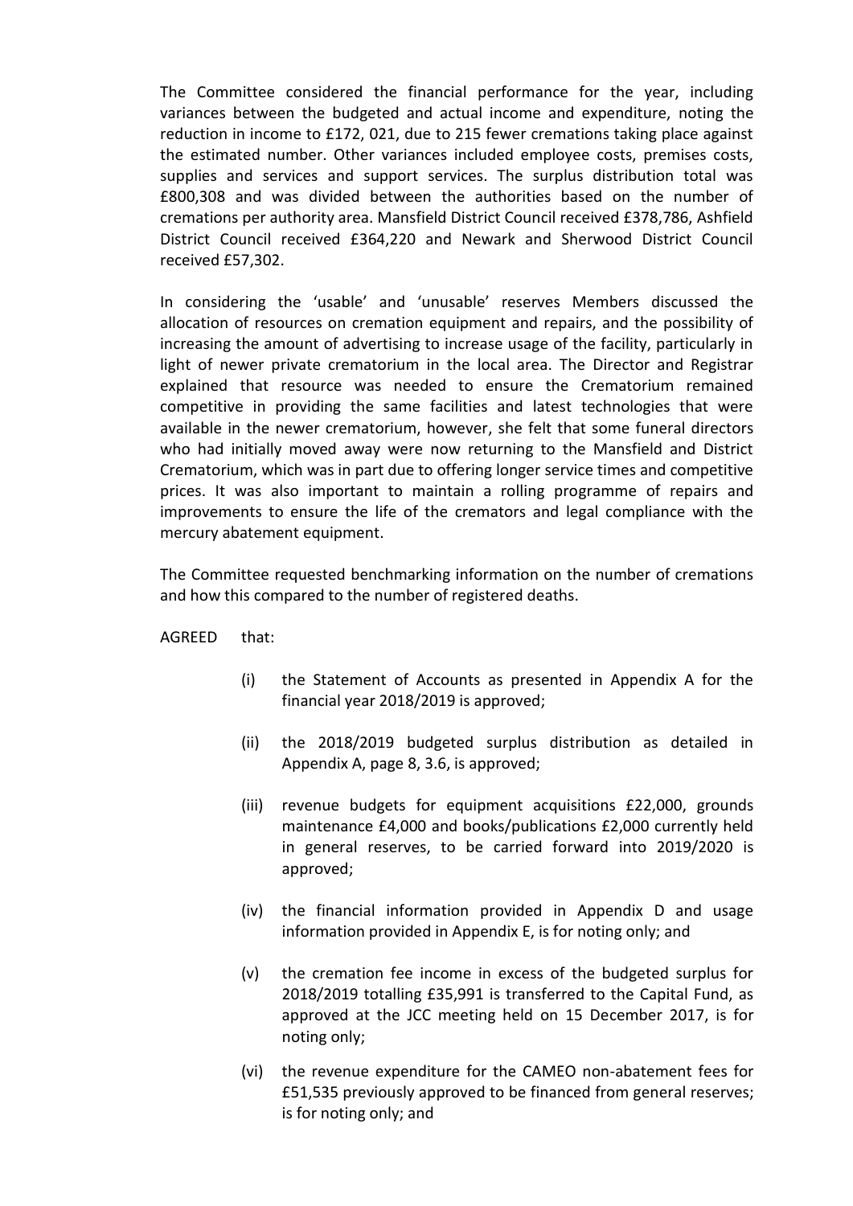The Committee considered the financial performance for the year, including variances between the budgeted and actual income and expenditure, noting the reduction in income to £172, 021, due to 215 fewer cremations taking place against the estimated number. Other variances included employee costs, premises costs, supplies and services and support services. The surplus distribution total was £800,308 and was divided between the authorities based on the number of cremations per authority area. Mansfield District Council received £378,786, Ashfield District Council received £364,220 and Newark and Sherwood District Council received £57,302.

In considering the 'usable' and 'unusable' reserves Members discussed the allocation of resources on cremation equipment and repairs, and the possibility of increasing the amount of advertising to increase usage of the facility, particularly in light of newer private crematorium in the local area. The Director and Registrar explained that resource was needed to ensure the Crematorium remained competitive in providing the same facilities and latest technologies that were available in the newer crematorium, however, she felt that some funeral directors who had initially moved away were now returning to the Mansfield and District Crematorium, which was in part due to offering longer service times and competitive prices. It was also important to maintain a rolling programme of repairs and improvements to ensure the life of the cremators and legal compliance with the mercury abatement equipment.

The Committee requested benchmarking information on the number of cremations and how this compared to the number of registered deaths.

AGREED that:

(i) the Statement of Accounts as presented in Appendix A for the financial year 2018/2019 is approved;

(ii) the 2018/2019 budgeted surplus distribution as detailed in Appendix A, page 8, 3.6, is approved;

(iii) revenue budgets for equipment acquisitions £22,000, grounds maintenance £4,000 and books/publications £2,000 currently held in general reserves, to be carried forward into 2019/2020 is approved;

(iv) the financial information provided in Appendix D and usage information provided in Appendix E, is for noting only; and

(v) the cremation fee income in excess of the budgeted surplus for 2018/2019 totalling £35,991 is transferred to the Capital Fund, as approved at the JCC meeting held on 15 December 2017, is for noting only;

(vi) the revenue expenditure for the CAMEO non-abatement fees for £51,535 previously approved to be financed from general reserves; is for noting only; and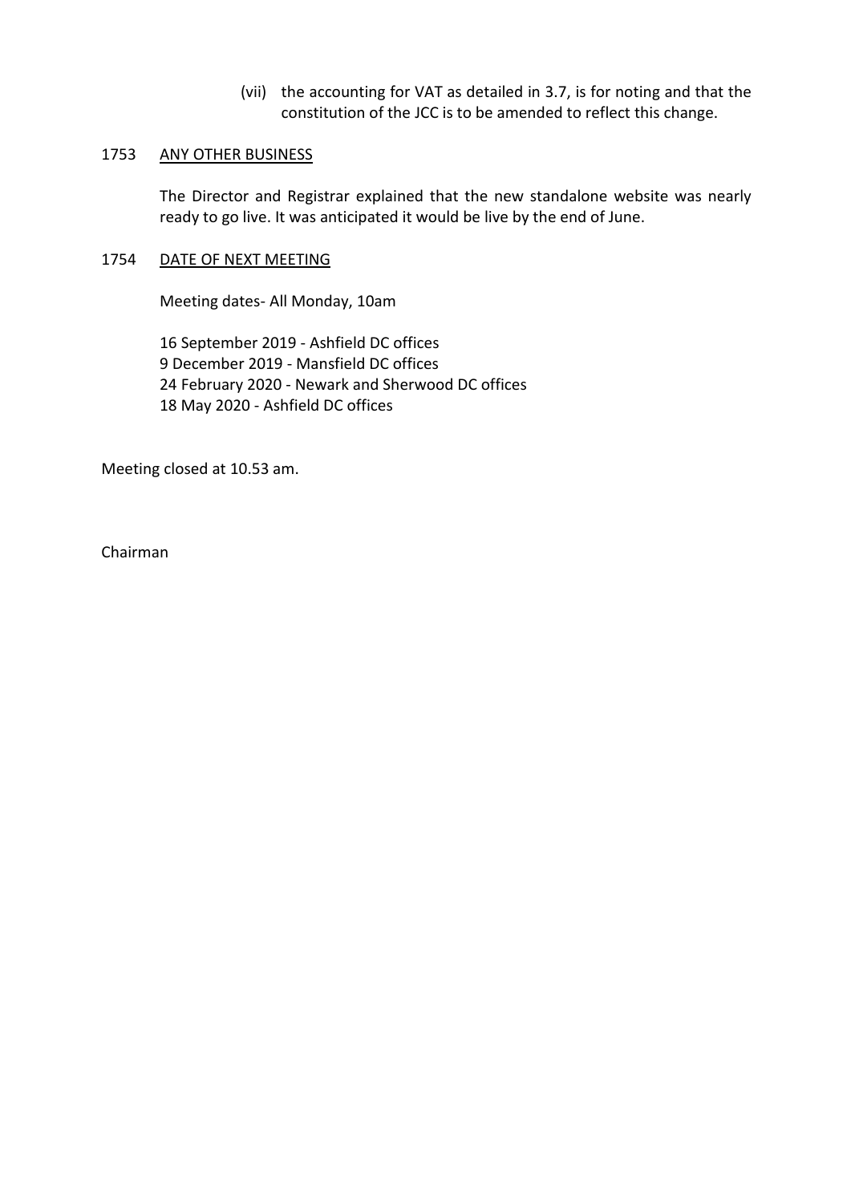(vii) the accounting for VAT as detailed in 3.7, is for noting and that the constitution of the JCC is to be amended to reflect this change.

## 1753 ANY OTHER BUSINESS

The Director and Registrar explained that the new standalone website was nearly ready to go live. It was anticipated it would be live by the end of June.

## 1754 DATE OF NEXT MEETING

Meeting dates- All Monday, 10am

16 September 2019 - Ashfield DC offices  
9 December 2019 - Mansfield DC offices  
24 February 2020 - Newark and Sherwood DC offices  
18 May 2020 - Ashfield DC offices

Meeting closed at 10.53 am.

Chairman